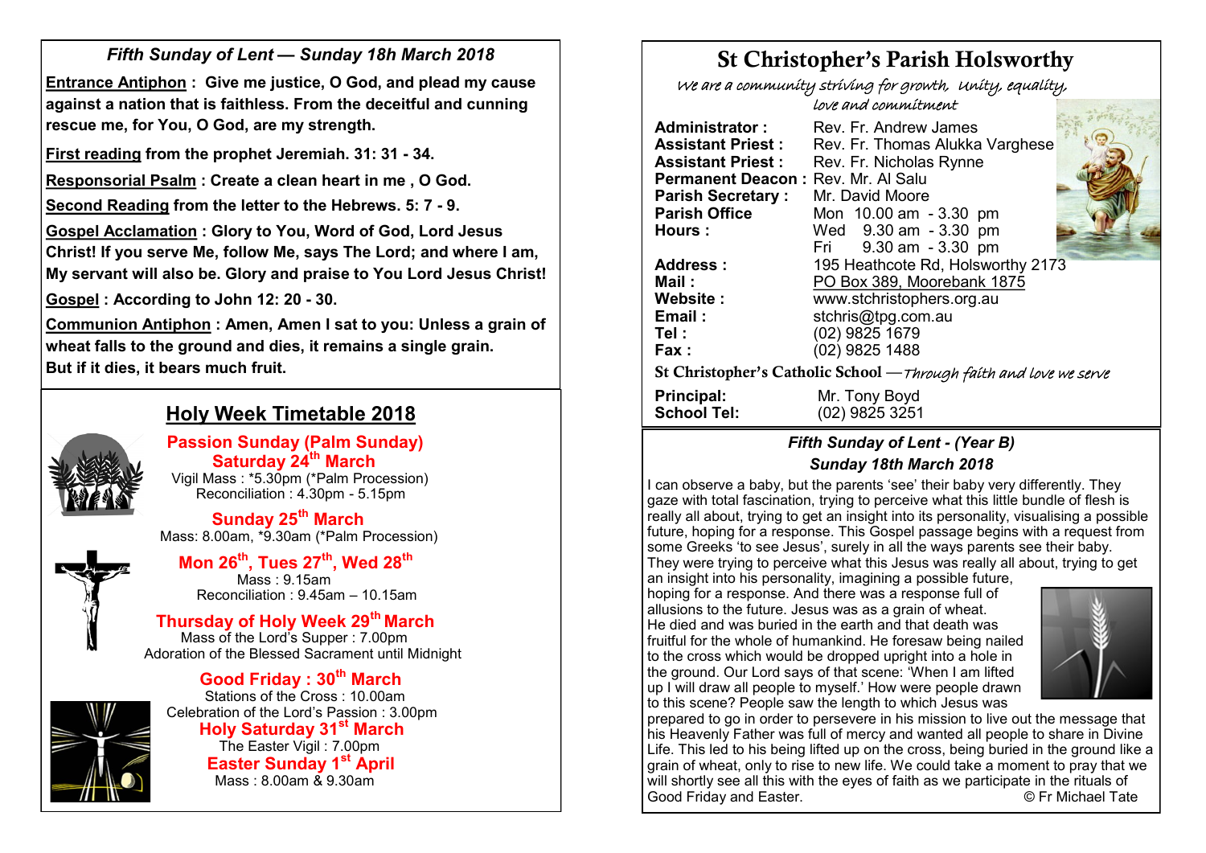*Fifth Sunday of Lent — Sunday 18h March 2018*

**Entrance Antiphon : Give me justice, O God, and plead my cause against a nation that is faithless. From the deceitful and cunning rescue me, for You, O God, are my strength.**

**First reading from the prophet Jeremiah. 31: 31 - 34.**

**Responsorial Psalm : Create a clean heart in me , O God.**

**Second Reading from the letter to the Hebrews. 5: 7 - 9.**

**Gospel Acclamation : Glory to You, Word of God, Lord Jesus Christ! If you serve Me, follow Me, says The Lord; and where I am, My servant will also be. Glory and praise to You Lord Jesus Christ!**

**Gospel : According to John 12: 20 - 30.**

**Communion Antiphon : Amen, Amen I sat to you: Unless a grain of wheat falls to the ground and dies, it remains a single grain. But if it dies, it bears much fruit.**

## Holy Week Timetable 2018

**Passion Sunday (Palm Sunday)**
**Saturday 24th March**
Vigil Mass : *5.30pm (*Palm Procession)
Reconciliation : 4.30pm - 5.15pm

**Sunday 25th March**
Mass: 8.00am, *9.30am (*Palm Procession)

**Mon 26th, Tues 27th, Wed 28th**
Mass : 9.15am
Reconciliation : 9.45am – 10.15am

**Thursday of Holy Week 29th March**
Mass of the Lord's Supper : 7.00pm
Adoration of the Blessed Sacrament until Midnight

**Good Friday : 30th March**
Stations of the Cross : 10.00am
Celebration of the Lord's Passion : 3.00pm

**Holy Saturday 31st March**
The Easter Vigil : 7.00pm

**Easter Sunday 1st April**
Mass : 8.00am & 9.30am

# St Christopher's Parish Holsworthy

*We are a community striving for growth, Unity, equality, love and commitment*

| | |
|---|---|
| **Administrator :** | Rev. Fr. Andrew James |
| **Assistant Priest :** | Rev. Fr. Thomas Alukka Varghese |
| **Assistant Priest :** | Rev. Fr. Nicholas Rynne |
| **Permanent Deacon :** | Rev. Mr. Al Salu |
| **Parish Secretary :** | Mr. David Moore |
| **Parish Office Hours :** | Mon 10.00 am - 3.30 pm<br>Wed 9.30 am - 3.30 pm<br>Fri 9.30 am - 3.30 pm |
| **Address :** | 195 Heathcote Rd, Holsworthy 2173 |
| **Mail :** | PO Box 389, Moorebank 1875 |
| **Website :** | www.stchristophers.org.au |
| **Email :** | stchris@tpg.com.au |
| **Tel :** | (02) 9825 1679 |
| **Fax :** | (02) 9825 1488 |

**St Christopher's Catholic School** —*Through faith and love we serve*

| | |
|---|---|
| **Principal:** | Mr. Tony Boyd |
| **School Tel:** | (02) 9825 3251 |

### *Fifth Sunday of Lent - (Year B)*
### *Sunday 18th March 2018*

I can observe a baby, but the parents 'see' their baby very differently. They gaze with total fascination, trying to perceive what this little bundle of flesh is really all about, trying to get an insight into its personality, visualising a possible future, hoping for a response. This Gospel passage begins with a request from some Greeks 'to see Jesus', surely in all the ways parents see their baby. They were trying to perceive what this Jesus was really all about, trying to get an insight into his personality, imagining a possible future, hoping for a response. And there was a response full of allusions to the future. Jesus was as a grain of wheat. He died and was buried in the earth and that death was fruitful for the whole of humankind. He foresaw being nailed to the cross which would be dropped upright into a hole in the ground. Our Lord says of that scene: 'When I am lifted up I will draw all people to myself.' How were people drawn to this scene? People saw the length to which Jesus was prepared to go in order to persevere in his mission to live out the message that his Heavenly Father was full of mercy and wanted all people to share in Divine Life. This led to his being lifted up on the cross, being buried in the ground like a grain of wheat, only to rise to new life. We could take a moment to pray that we will shortly see all this with the eyes of faith as we participate in the rituals of Good Friday and Easter.

© Fr Michael Tate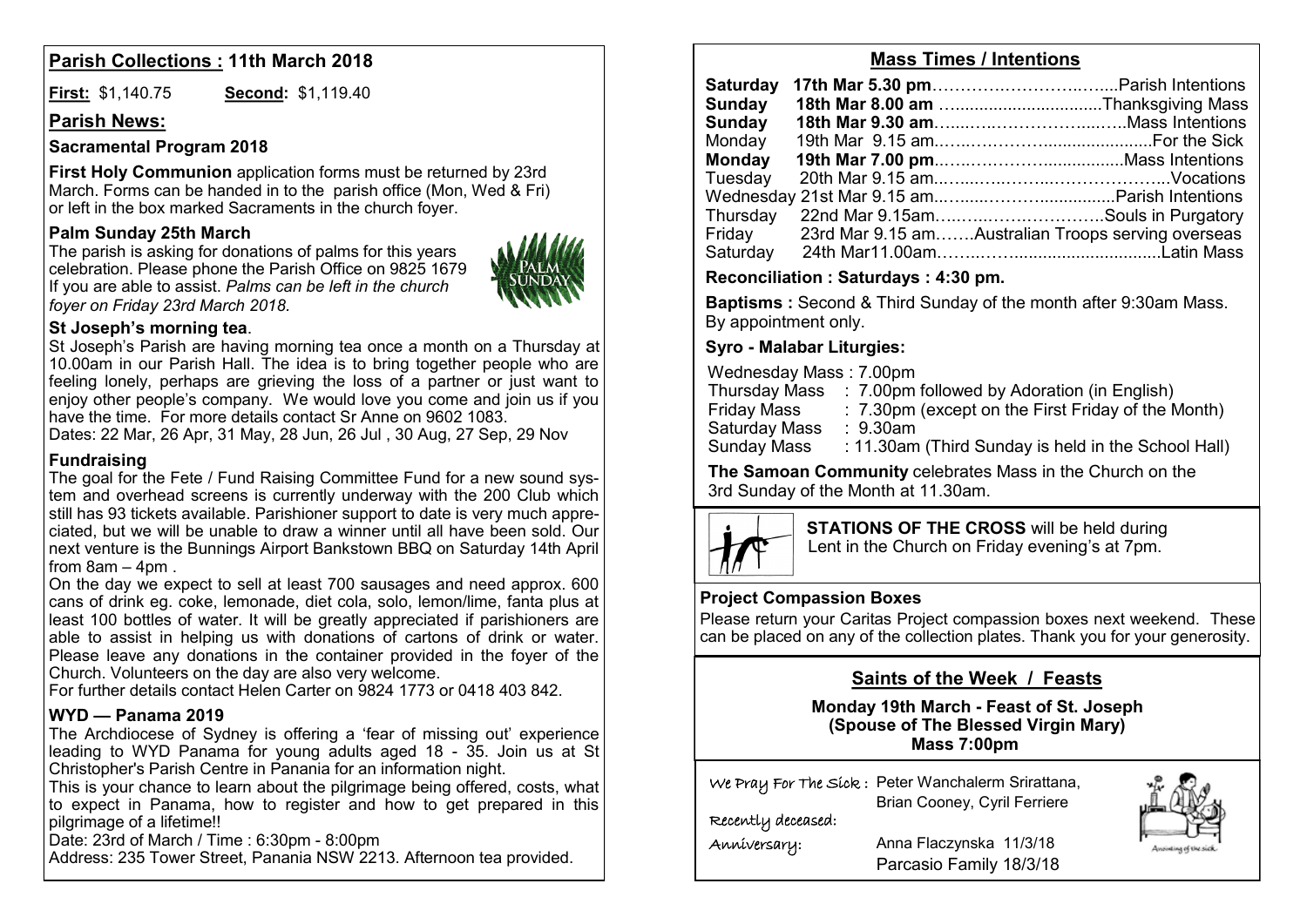## Parish Collections : 11th March 2018

**First:** $1,140.75 **Second:** $1,119.40

## Parish News:

### Sacramental Program 2018

**First Holy Communion** application forms must be returned by 23rd March. Forms can be handed in to the parish office (Mon, Wed & Fri) or left in the box marked Sacraments in the church foyer.

### Palm Sunday 25th March

The parish is asking for donations of palms for this years celebration. Please phone the Parish Office on 9825 1679 If you are able to assist. *Palms can be left in the church foyer on Friday 23rd March 2018*.

### St Joseph's morning tea.

St Joseph's Parish are having morning tea once a month on a Thursday at 10.00am in our Parish Hall. The idea is to bring together people who are feeling lonely, perhaps are grieving the loss of a partner or just want to enjoy other people's company. We would love you come and join us if you have the time. For more details contact Sr Anne on 9602 1083.

Dates: 22 Mar, 26 Apr, 31 May, 28 Jun, 26 Jul , 30 Aug, 27 Sep, 29 Nov

### Fundraising

The goal for the Fete / Fund Raising Committee Fund for a new sound system and overhead screens is currently underway with the 200 Club which still has 93 tickets available. Parishioner support to date is very much appreciated, but we will be unable to draw a winner until all have been sold. Our next venture is the Bunnings Airport Bankstown BBQ on Saturday 14th April from 8am – 4pm .

On the day we expect to sell at least 700 sausages and need approx. 600 cans of drink eg. coke, lemonade, diet cola, solo, lemon/lime, fanta plus at least 100 bottles of water. It will be greatly appreciated if parishioners are able to assist in helping us with donations of cartons of drink or water. Please leave any donations in the container provided in the foyer of the Church. Volunteers on the day are also very welcome.

For further details contact Helen Carter on 9824 1773 or 0418 403 842.

### WYD — Panama 2019

The Archdiocese of Sydney is offering a 'fear of missing out' experience leading to WYD Panama for young adults aged 18 - 35. Join us at St Christopher's Parish Centre in Panania for an information night.

This is your chance to learn about the pilgrimage being offered, costs, what to expect in Panama, how to register and how to get prepared in this pilgrimage of a lifetime!!

Date: 23rd of March / Time : 6:30pm - 8:00pm

Address: 235 Tower Street, Panania NSW 2213. Afternoon tea provided.

## Mass Times / Intentions

**Saturday 17th Mar 5.30 pm**……………………….Parish Intentions
**Sunday 18th Mar 8.00 am** ……………………….Thanksgiving Mass
**Sunday 18th Mar 9.30 am**……………………….Mass Intentions
Monday 19th Mar 9.15 am……………………….For the Sick
**Monday 19th Mar 7.00 pm**……………………….Mass Intentions
Tuesday 20th Mar 9.15 am……………………….Vocations
Wednesday 21st Mar 9.15 am……………………….Parish Intentions
Thursday 22nd Mar 9.15am……………………….Souls in Purgatory
Friday 23rd Mar 9.15 am…….Australian Troops serving overseas
Saturday 24th Mar11.00am……………………….Latin Mass

**Reconciliation : Saturdays : 4:30 pm.**

**Baptisms :** Second & Third Sunday of the month after 9:30am Mass. By appointment only.

**Syro - Malabar Liturgies:**

Wednesday Mass : 7.00pm
Thursday Mass : 7.00pm followed by Adoration (in English)
Friday Mass : 7.30pm (except on the First Friday of the Month)
Saturday Mass : 9.30am
Sunday Mass : 11.30am (Third Sunday is held in the School Hall)

**The Samoan Community** celebrates Mass in the Church on the 3rd Sunday of the Month at 11.30am.

**STATIONS OF THE CROSS** will be held during Lent in the Church on Friday evening's at 7pm.

### Project Compassion Boxes

Please return your Caritas Project compassion boxes next weekend. These can be placed on any of the collection plates. Thank you for your generosity.

## Saints of the Week / Feasts

**Monday 19th March - Feast of St. Joseph**
**(Spouse of The Blessed Virgin Mary)**
**Mass 7:00pm**

We Pray For The Sick : Peter Wanchalerm Srirattana, Brian Cooney, Cyril Ferriere

Recently deceased:

Anniversary: Anna Flaczynska 11/3/18
Parcasio Family 18/3/18